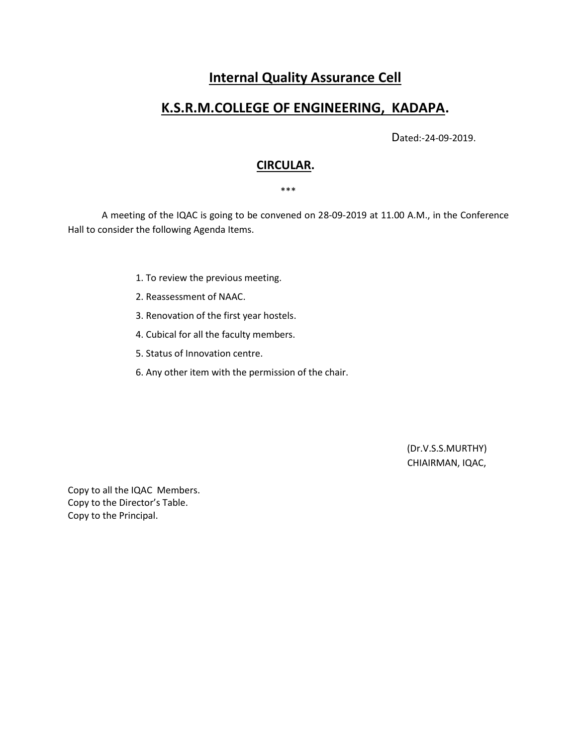# Internal Quality Assurance Cell

## K.S.R.M.COLLEGE OF ENGINEERING, KADAPA.

Dated:-24-09-2019.

### CIRCULAR.

***

A meeting of the IQAC is going to be convened on 28-09-2019 at 11.00 A.M., in the Conference Hall to consider the following Agenda Items.

1. To review the previous meeting.
2. Reassessment of NAAC.
3. Renovation of the first year hostels.
4. Cubical for all the faculty members.
5. Status of Innovation centre.
6. Any other item with the permission of the chair.

(Dr.V.S.S.MURTHY)
CHIAIRMAN, IQAC,

Copy to all the IQAC Members.
Copy to the Director's Table.
Copy to the Principal.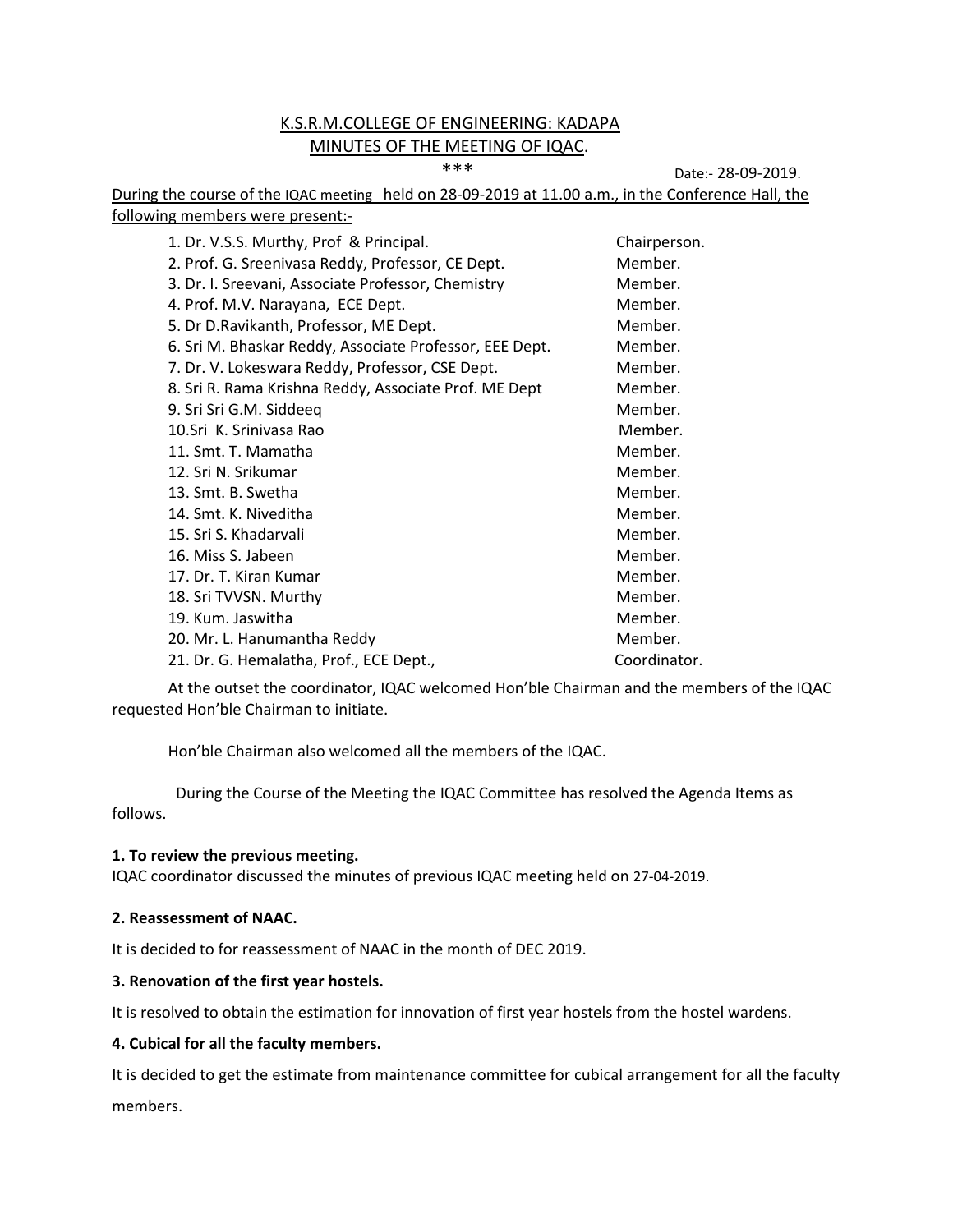K.S.R.M.COLLEGE OF ENGINEERING: KADAPA

MINUTES OF THE MEETING OF IQAC.

***

Date:- 28-09-2019.

During the course of the IQAC meeting held on 28-09-2019 at 11.00 a.m., in the Conference Hall, the following members were present:-

| | |
|---|---|
| 1. Dr. V.S.S. Murthy, Prof & Principal. | Chairperson. |
| 2. Prof. G. Sreenivasa Reddy, Professor, CE Dept. | Member. |
| 3. Dr. I. Sreevani, Associate Professor, Chemistry | Member. |
| 4. Prof. M.V. Narayana, ECE Dept. | Member. |
| 5. Dr D.Ravikanth, Professor, ME Dept. | Member. |
| 6. Sri M. Bhaskar Reddy, Associate Professor, EEE Dept. | Member. |
| 7. Dr. V. Lokeswara Reddy, Professor, CSE Dept. | Member. |
| 8. Sri R. Rama Krishna Reddy, Associate Prof. ME Dept | Member. |
| 9. Sri Sri G.M. Siddeeq | Member. |
| 10.Sri K. Srinivasa Rao | Member. |
| 11. Smt. T. Mamatha | Member. |
| 12. Sri N. Srikumar | Member. |
| 13. Smt. B. Swetha | Member. |
| 14. Smt. K. Niveditha | Member. |
| 15. Sri S. Khadarvali | Member. |
| 16. Miss S. Jabeen | Member. |
| 17. Dr. T. Kiran Kumar | Member. |
| 18. Sri TVVSN. Murthy | Member. |
| 19. Kum. Jaswitha | Member. |
| 20. Mr. L. Hanumantha Reddy | Member. |
| 21. Dr. G. Hemalatha, Prof., ECE Dept., | Coordinator. |

At the outset the coordinator, IQAC welcomed Hon'ble Chairman and the members of the IQAC requested Hon'ble Chairman to initiate.

Hon'ble Chairman also welcomed all the members of the IQAC.

During the Course of the Meeting the IQAC Committee has resolved the Agenda Items as follows.

**1. To review the previous meeting.**

IQAC coordinator discussed the minutes of previous IQAC meeting held on 27-04-2019.

**2. Reassessment of NAAC.**

It is decided to for reassessment of NAAC in the month of DEC 2019.

**3. Renovation of the first year hostels.**

It is resolved to obtain the estimation for innovation of first year hostels from the hostel wardens.

**4. Cubical for all the faculty members.**

It is decided to get the estimate from maintenance committee for cubical arrangement for all the faculty members.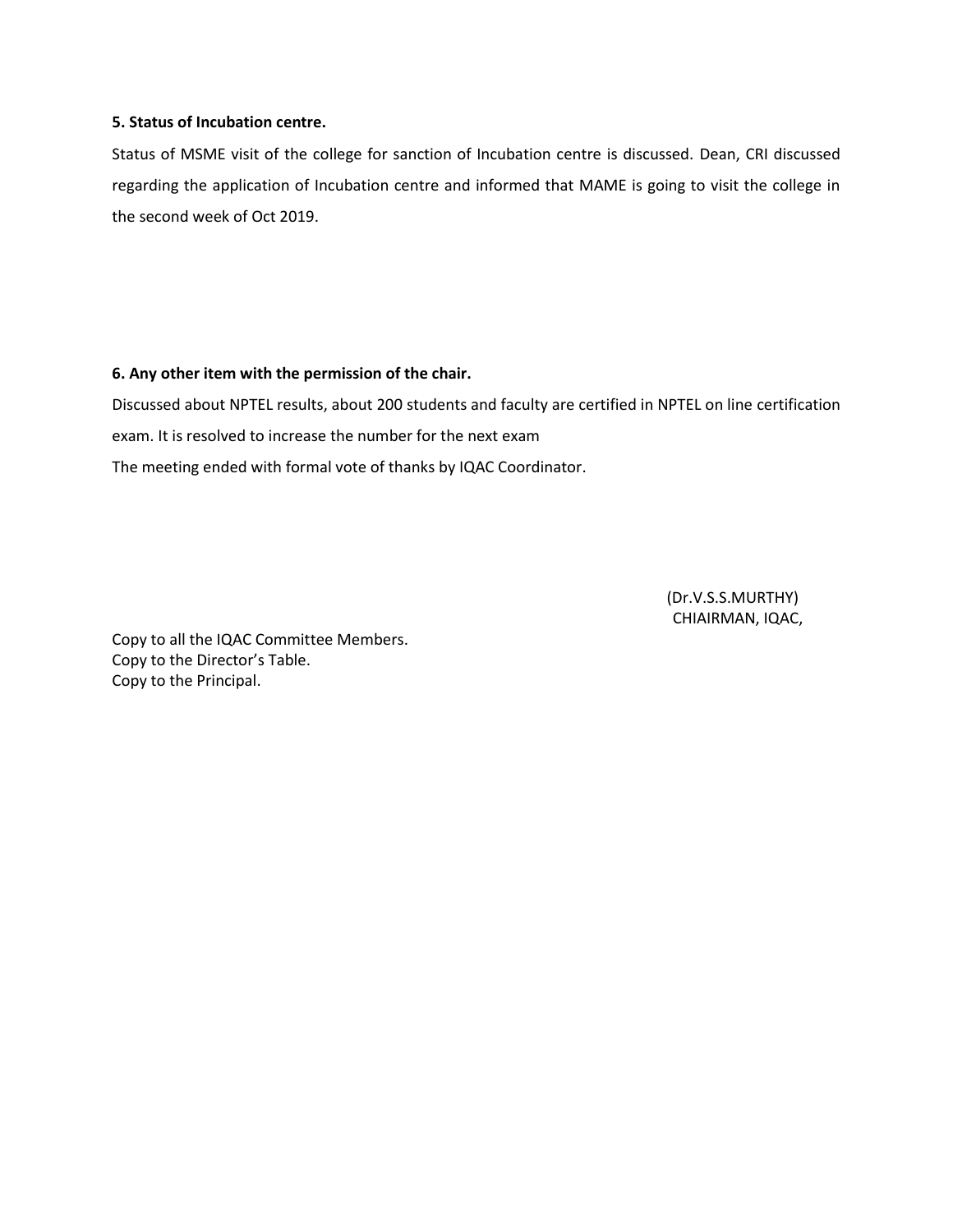**5. Status of Incubation centre.**

Status of MSME visit of the college for sanction of Incubation centre is discussed. Dean, CRI discussed regarding the application of Incubation centre and informed that MAME is going to visit the college in the second week of Oct 2019.

**6. Any other item with the permission of the chair.**

Discussed about NPTEL results, about 200 students and faculty are certified in NPTEL on line certification exam. It is resolved to increase the number for the next exam

The meeting ended with formal vote of thanks by IQAC Coordinator.

(Dr.V.S.S.MURTHY)
CHIAIRMAN, IQAC,

Copy to all the IQAC Committee Members.
Copy to the Director's Table.
Copy to the Principal.